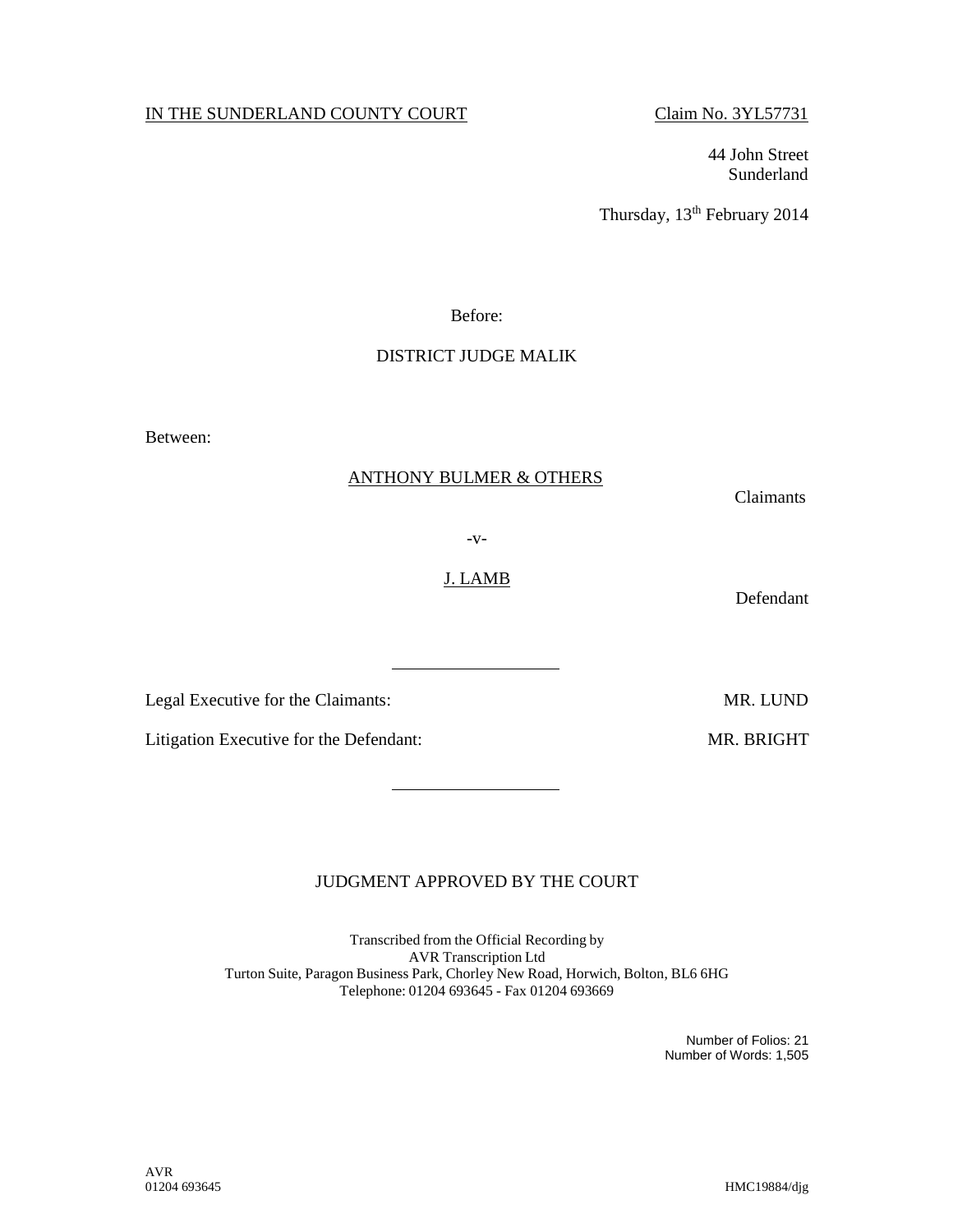IN THE SUNDERLAND COUNTY COURT Claim No. 3YL57731

44 John Street
Sunderland

Thursday, 13th February 2014

Before:

DISTRICT JUDGE MALIK

Between:

ANTHONY BULMER & OTHERS

Claimants

-v-

J. LAMB

Defendant

---

Legal Executive for the Claimants: MR. LUND

Litigation Executive for the Defendant: MR. BRIGHT

---

JUDGMENT APPROVED BY THE COURT

Transcribed from the Official Recording by
AVR Transcription Ltd
Turton Suite, Paragon Business Park, Chorley New Road, Horwich, Bolton, BL6 6HG
Telephone: 01204 693645 - Fax 01204 693669

Number of Folios: 21
Number of Words: 1,505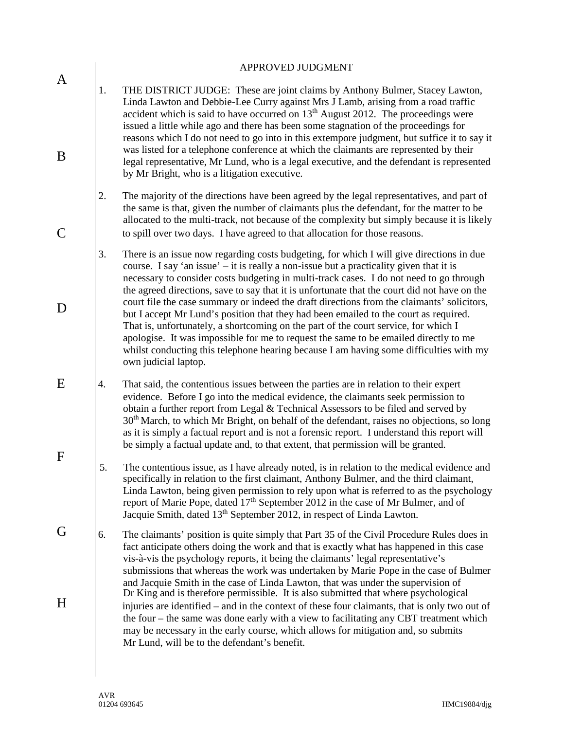APPROVED JUDGMENT

1. THE DISTRICT JUDGE: These are joint claims by Anthony Bulmer, Stacey Lawton, Linda Lawton and Debbie-Lee Curry against Mrs J Lamb, arising from a road traffic accident which is said to have occurred on 13th August 2012. The proceedings were issued a little while ago and there has been some stagnation of the proceedings for reasons which I do not need to go into in this extempore judgment, but suffice it to say it was listed for a telephone conference at which the claimants are represented by their legal representative, Mr Lund, who is a legal executive, and the defendant is represented by Mr Bright, who is a litigation executive.

2. The majority of the directions have been agreed by the legal representatives, and part of the same is that, given the number of claimants plus the defendant, for the matter to be allocated to the multi-track, not because of the complexity but simply because it is likely to spill over two days. I have agreed to that allocation for those reasons.

3. There is an issue now regarding costs budgeting, for which I will give directions in due course. I say 'an issue' – it is really a non-issue but a practicality given that it is necessary to consider costs budgeting in multi-track cases. I do not need to go through the agreed directions, save to say that it is unfortunate that the court did not have on the court file the case summary or indeed the draft directions from the claimants' solicitors, but I accept Mr Lund's position that they had been emailed to the court as required. That is, unfortunately, a shortcoming on the part of the court service, for which I apologise. It was impossible for me to request the same to be emailed directly to me whilst conducting this telephone hearing because I am having some difficulties with my own judicial laptop.

4. That said, the contentious issues between the parties are in relation to their expert evidence. Before I go into the medical evidence, the claimants seek permission to obtain a further report from Legal & Technical Assessors to be filed and served by 30th March, to which Mr Bright, on behalf of the defendant, raises no objections, so long as it is simply a factual report and is not a forensic report. I understand this report will be simply a factual update and, to that extent, that permission will be granted.

5. The contentious issue, as I have already noted, is in relation to the medical evidence and specifically in relation to the first claimant, Anthony Bulmer, and the third claimant, Linda Lawton, being given permission to rely upon what is referred to as the psychology report of Marie Pope, dated 17th September 2012 in the case of Mr Bulmer, and of Jacquie Smith, dated 13th September 2012, in respect of Linda Lawton.

6. The claimants' position is quite simply that Part 35 of the Civil Procedure Rules does in fact anticipate others doing the work and that is exactly what has happened in this case vis-à-vis the psychology reports, it being the claimants' legal representative's submissions that whereas the work was undertaken by Marie Pope in the case of Bulmer and Jacquie Smith in the case of Linda Lawton, that was under the supervision of Dr King and is therefore permissible. It is also submitted that where psychological injuries are identified – and in the context of these four claimants, that is only two out of the four – the same was done early with a view to facilitating any CBT treatment which may be necessary in the early course, which allows for mitigation and, so submits Mr Lund, will be to the defendant's benefit.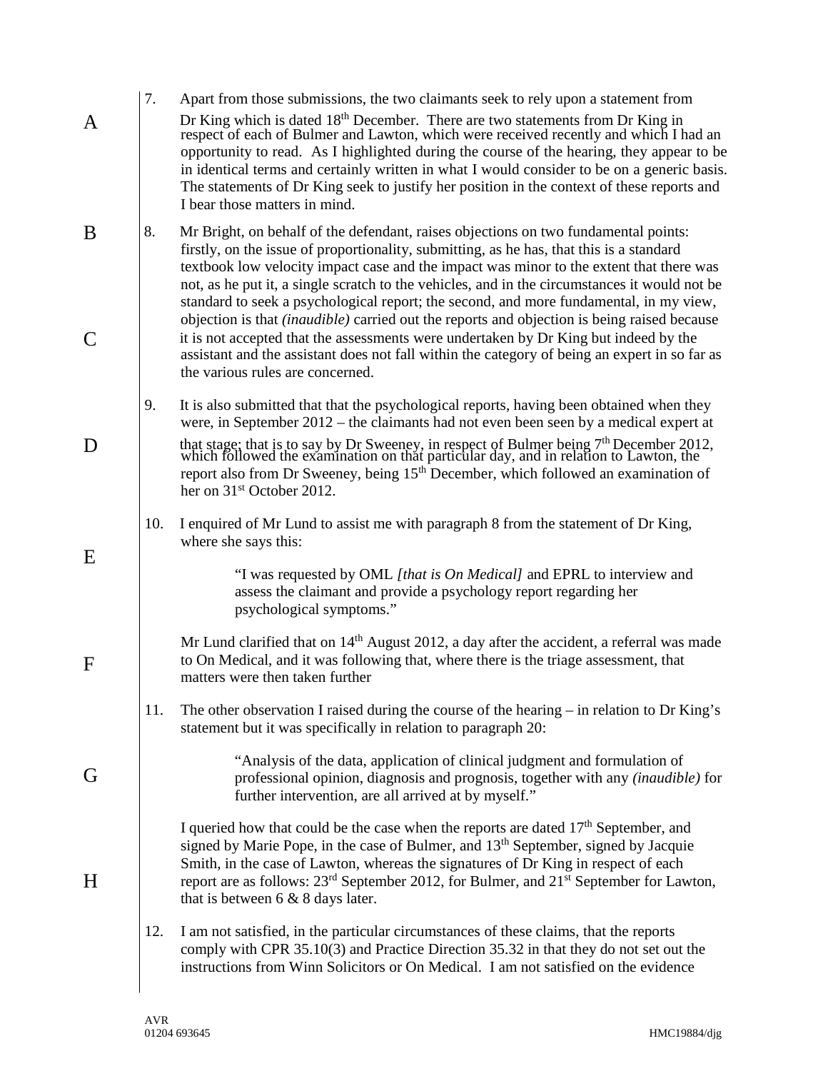7. Apart from those submissions, the two claimants seek to rely upon a statement from Dr King which is dated 18th December. There are two statements from Dr King in respect of each of Bulmer and Lawton, which were received recently and which I had an opportunity to read. As I highlighted during the course of the hearing, they appear to be in identical terms and certainly written in what I would consider to be on a generic basis. The statements of Dr King seek to justify her position in the context of these reports and I bear those matters in mind.

8. Mr Bright, on behalf of the defendant, raises objections on two fundamental points: firstly, on the issue of proportionality, submitting, as he has, that this is a standard textbook low velocity impact case and the impact was minor to the extent that there was not, as he put it, a single scratch to the vehicles, and in the circumstances it would not be standard to seek a psychological report; the second, and more fundamental, in my view, objection is that *(inaudible)* carried out the reports and objection is being raised because it is not accepted that the assessments were undertaken by Dr King but indeed by the assistant and the assistant does not fall within the category of being an expert in so far as the various rules are concerned.

9. It is also submitted that that the psychological reports, having been obtained when they were, in September 2012 – the claimants had not even been seen by a medical expert at that stage; that is to say by Dr Sweeney, in respect of Bulmer being 7th December 2012, which followed the examination on that particular day, and in relation to Lawton, the report also from Dr Sweeney, being 15th December, which followed an examination of her on 31st October 2012.

10. I enquired of Mr Lund to assist me with paragraph 8 from the statement of Dr King, where she says this:

> "I was requested by OML *[that is On Medical]* and EPRL to interview and assess the claimant and provide a psychology report regarding her psychological symptoms."

Mr Lund clarified that on 14th August 2012, a day after the accident, a referral was made to On Medical, and it was following that, where there is the triage assessment, that matters were then taken further

11. The other observation I raised during the course of the hearing – in relation to Dr King's statement but it was specifically in relation to paragraph 20:

> "Analysis of the data, application of clinical judgment and formulation of professional opinion, diagnosis and prognosis, together with any *(inaudible)* for further intervention, are all arrived at by myself."

I queried how that could be the case when the reports are dated 17th September, and signed by Marie Pope, in the case of Bulmer, and 13th September, signed by Jacquie Smith, in the case of Lawton, whereas the signatures of Dr King in respect of each report are as follows: 23rd September 2012, for Bulmer, and 21st September for Lawton, that is between 6 & 8 days later.

12. I am not satisfied, in the particular circumstances of these claims, that the reports comply with CPR 35.10(3) and Practice Direction 35.32 in that they do not set out the instructions from Winn Solicitors or On Medical. I am not satisfied on the evidence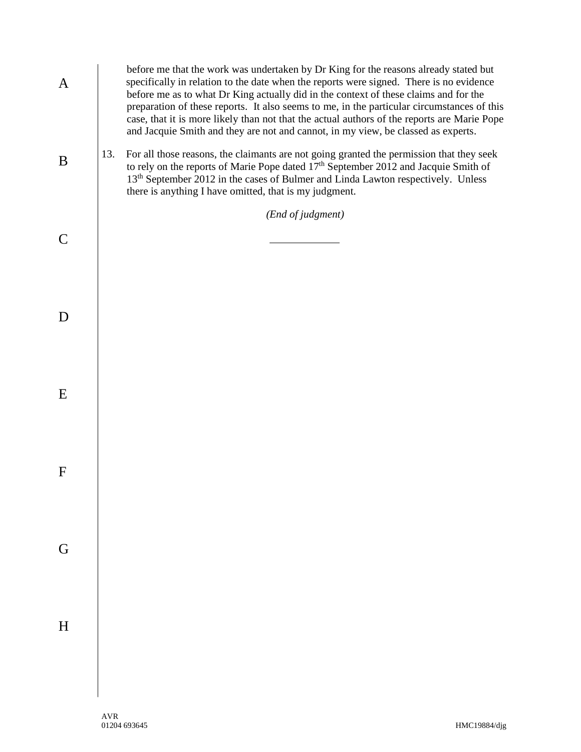before me that the work was undertaken by Dr King for the reasons already stated but specifically in relation to the date when the reports were signed. There is no evidence before me as to what Dr King actually did in the context of these claims and for the preparation of these reports. It also seems to me, in the particular circumstances of this case, that it is more likely than not that the actual authors of the reports are Marie Pope and Jacquie Smith and they are not and cannot, in my view, be classed as experts.

13. For all those reasons, the claimants are not going granted the permission that they seek to rely on the reports of Marie Pope dated 17th September 2012 and Jacquie Smith of 13th September 2012 in the cases of Bulmer and Linda Lawton respectively. Unless there is anything I have omitted, that is my judgment.

*(End of judgment)*

\_\_\_\_\_\_\_\_\_\_\_\_